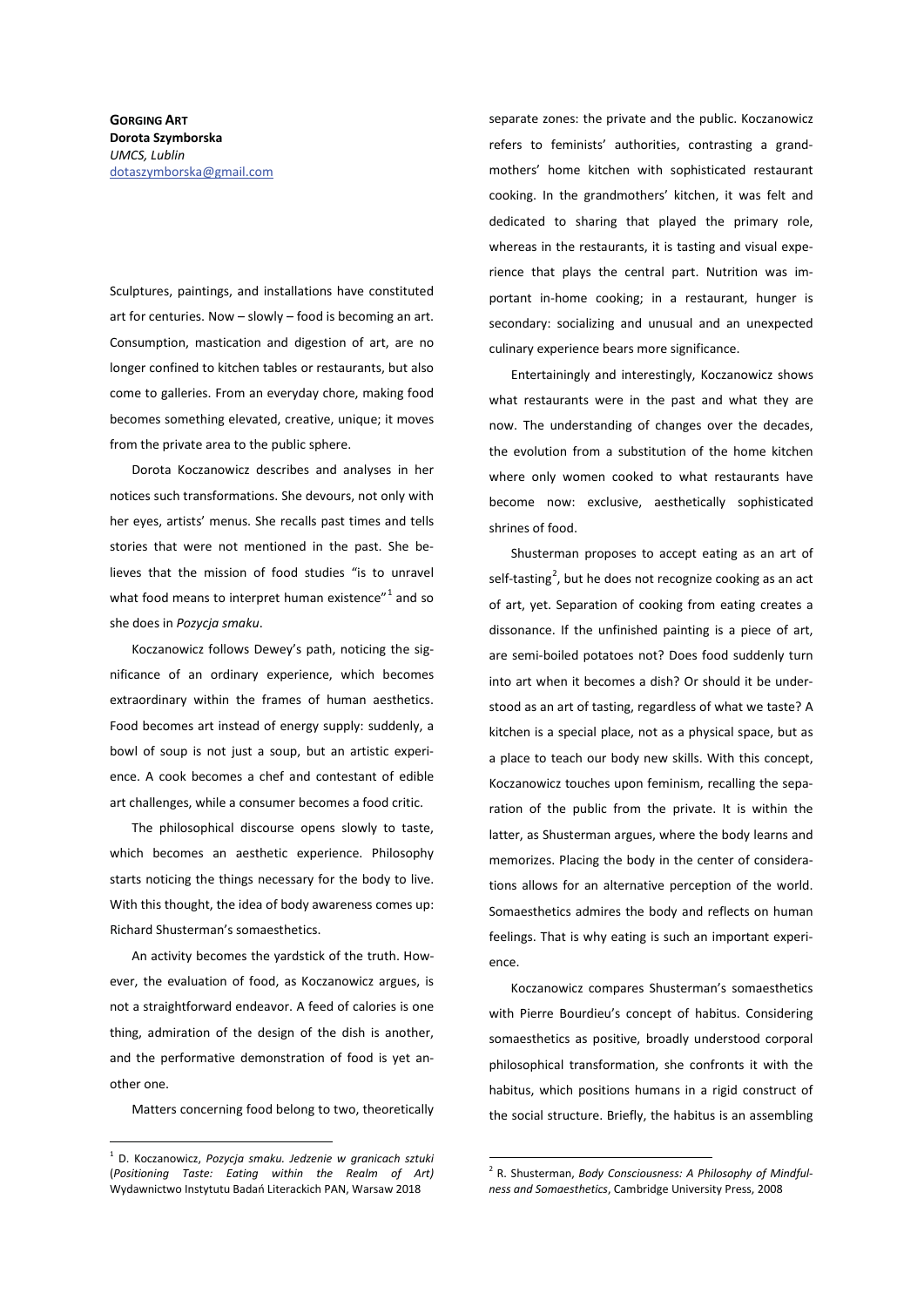**GORGING ART**
**Dorota Szymborska**
*UMCS, Lublin*
dotaszymborska@gmail.com

Sculptures, paintings, and installations have constituted art for centuries. Now – slowly – food is becoming an art. Consumption, mastication and digestion of art, are no longer confined to kitchen tables or restaurants, but also come to galleries. From an everyday chore, making food becomes something elevated, creative, unique; it moves from the private area to the public sphere.

Dorota Koczanowicz describes and analyses in her notices such transformations. She devours, not only with her eyes, artists' menus. She recalls past times and tells stories that were not mentioned in the past. She believes that the mission of food studies "is to unravel what food means to interpret human existence"[1] and so she does in *Pozycja smaku*.

Koczanowicz follows Dewey's path, noticing the significance of an ordinary experience, which becomes extraordinary within the frames of human aesthetics. Food becomes art instead of energy supply: suddenly, a bowl of soup is not just a soup, but an artistic experience. A cook becomes a chef and contestant of edible art challenges, while a consumer becomes a food critic.

The philosophical discourse opens slowly to taste, which becomes an aesthetic experience. Philosophy starts noticing the things necessary for the body to live. With this thought, the idea of body awareness comes up: Richard Shusterman's somaesthetics.

An activity becomes the yardstick of the truth. However, the evaluation of food, as Koczanowicz argues, is not a straightforward endeavor. A feed of calories is one thing, admiration of the design of the dish is another, and the performative demonstration of food is yet another one.

Matters concerning food belong to two, theoretically separate zones: the private and the public. Koczanowicz refers to feminists' authorities, contrasting a grandmothers' home kitchen with sophisticated restaurant cooking. In the grandmothers' kitchen, it was felt and dedicated to sharing that played the primary role, whereas in the restaurants, it is tasting and visual experience that plays the central part. Nutrition was important in-home cooking; in a restaurant, hunger is secondary: socializing and unusual and an unexpected culinary experience bears more significance.

Entertainingly and interestingly, Koczanowicz shows what restaurants were in the past and what they are now. The understanding of changes over the decades, the evolution from a substitution of the home kitchen where only women cooked to what restaurants have become now: exclusive, aesthetically sophisticated shrines of food.

Shusterman proposes to accept eating as an art of self-tasting[2], but he does not recognize cooking as an act of art, yet. Separation of cooking from eating creates a dissonance. If the unfinished painting is a piece of art, are semi-boiled potatoes not? Does food suddenly turn into art when it becomes a dish? Or should it be understood as an art of tasting, regardless of what we taste? A kitchen is a special place, not as a physical space, but as a place to teach our body new skills. With this concept, Koczanowicz touches upon feminism, recalling the separation of the public from the private. It is within the latter, as Shusterman argues, where the body learns and memorizes. Placing the body in the center of considerations allows for an alternative perception of the world. Somaesthetics admires the body and reflects on human feelings. That is why eating is such an important experience.

Koczanowicz compares Shusterman's somaesthetics with Pierre Bourdieu's concept of habitus. Considering somaesthetics as positive, broadly understood corporal philosophical transformation, she confronts it with the habitus, which positions humans in a rigid construct of the social structure. Briefly, the habitus is an assembling

---

[1] D. Koczanowicz, *Pozycja smaku. Jedzenie w granicach sztuki* (*Positioning Taste: Eating within the Realm of Art)* Wydawnictwo Instytutu Badań Literackich PAN, Warsaw 2018

[2] R. Shusterman, *Body Consciousness: A Philosophy of Mindfulness and Somaesthetics*, Cambridge University Press, 2008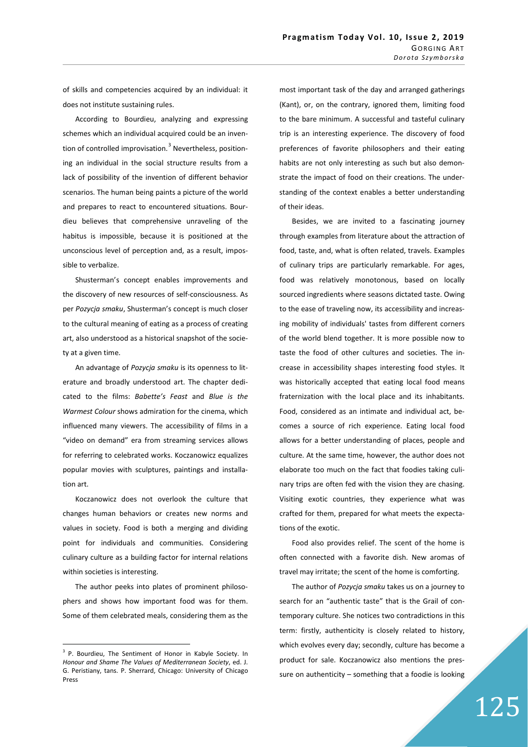of skills and competencies acquired by an individual: it does not institute sustaining rules.

According to Bourdieu, analyzing and expressing schemes which an individual acquired could be an invention of controlled improvisation.[3] Nevertheless, positioning an individual in the social structure results from a lack of possibility of the invention of different behavior scenarios. The human being paints a picture of the world and prepares to react to encountered situations. Bourdieu believes that comprehensive unraveling of the habitus is impossible, because it is positioned at the unconscious level of perception and, as a result, impossible to verbalize.

Shusterman's concept enables improvements and the discovery of new resources of self-consciousness. As per *Pozycja smaku*, Shusterman's concept is much closer to the cultural meaning of eating as a process of creating art, also understood as a historical snapshot of the society at a given time.

An advantage of *Pozycja smaku* is its openness to literature and broadly understood art. The chapter dedicated to the films: *Babette's Feast* and *Blue is the Warmest Colour* shows admiration for the cinema, which influenced many viewers. The accessibility of films in a "video on demand" era from streaming services allows for referring to celebrated works. Koczanowicz equalizes popular movies with sculptures, paintings and installation art.

Koczanowicz does not overlook the culture that changes human behaviors or creates new norms and values in society. Food is both a merging and dividing point for individuals and communities. Considering culinary culture as a building factor for internal relations within societies is interesting.

The author peeks into plates of prominent philosophers and shows how important food was for them. Some of them celebrated meals, considering them as the most important task of the day and arranged gatherings (Kant), or, on the contrary, ignored them, limiting food to the bare minimum. A successful and tasteful culinary trip is an interesting experience. The discovery of food preferences of favorite philosophers and their eating habits are not only interesting as such but also demonstrate the impact of food on their creations. The understanding of the context enables a better understanding of their ideas.

Besides, we are invited to a fascinating journey through examples from literature about the attraction of food, taste, and, what is often related, travels. Examples of culinary trips are particularly remarkable. For ages, food was relatively monotonous, based on locally sourced ingredients where seasons dictated taste. Owing to the ease of traveling now, its accessibility and increasing mobility of individuals' tastes from different corners of the world blend together. It is more possible now to taste the food of other cultures and societies. The increase in accessibility shapes interesting food styles. It was historically accepted that eating local food means fraternization with the local place and its inhabitants. Food, considered as an intimate and individual act, becomes a source of rich experience. Eating local food allows for a better understanding of places, people and culture. At the same time, however, the author does not elaborate too much on the fact that foodies taking culinary trips are often fed with the vision they are chasing. Visiting exotic countries, they experience what was crafted for them, prepared for what meets the expectations of the exotic.

Food also provides relief. The scent of the home is often connected with a favorite dish. New aromas of travel may irritate; the scent of the home is comforting.

The author of *Pozycja smaku* takes us on a journey to search for an "authentic taste" that is the Grail of contemporary culture. She notices two contradictions in this term: firstly, authenticity is closely related to history, which evolves every day; secondly, culture has become a product for sale. Koczanowicz also mentions the pressure on authenticity – something that a foodie is looking

[3] P. Bourdieu, The Sentiment of Honor in Kabyle Society. In *Honour and Shame The Values of Mediterranean Society*, ed. J. G. Peristiany, tans. P. Sherrard, Chicago: University of Chicago Press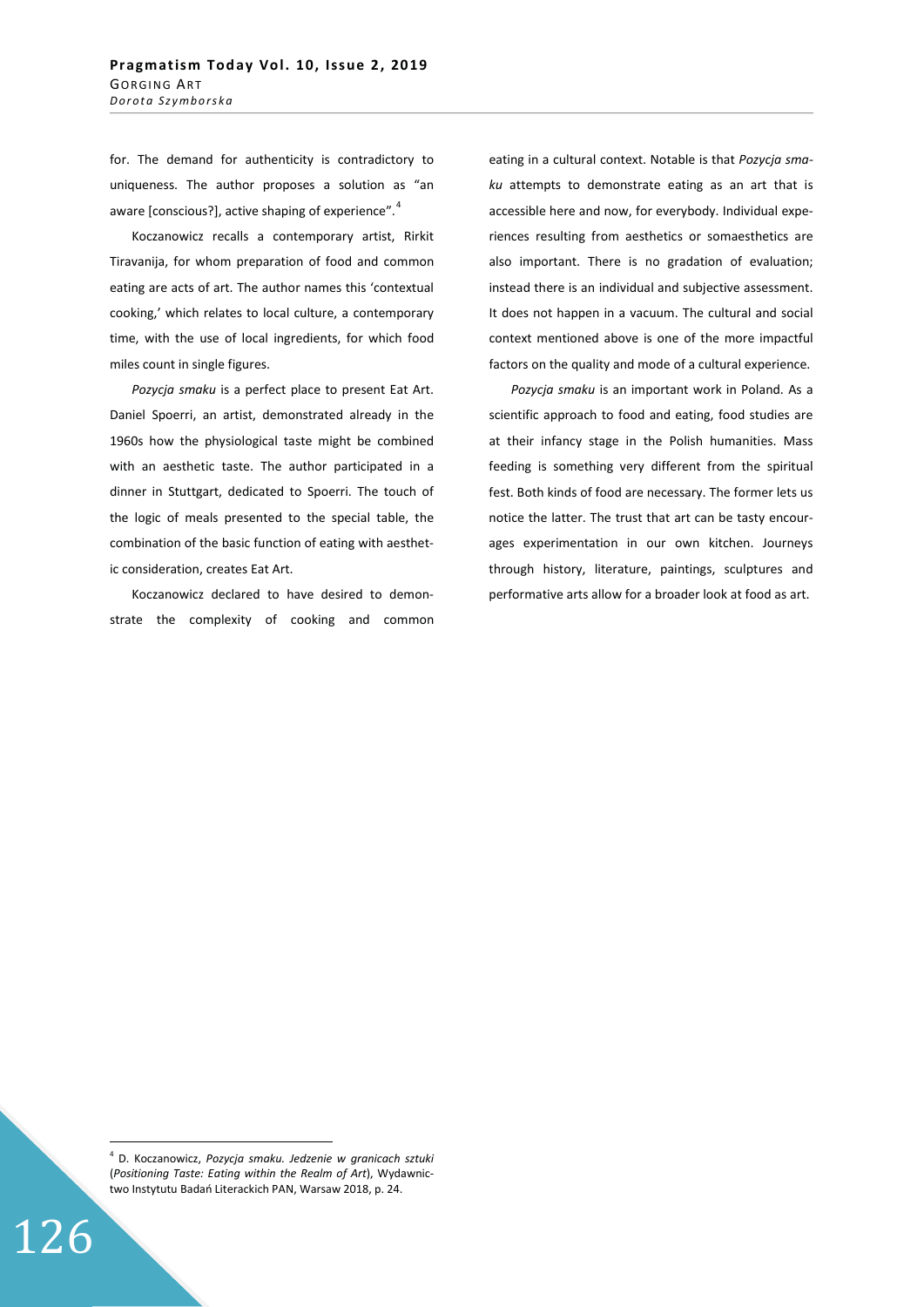for. The demand for authenticity is contradictory to uniqueness. The author proposes a solution as "an aware [conscious?], active shaping of experience".[4]

Koczanowicz recalls a contemporary artist, Rirkit Tiravanija, for whom preparation of food and common eating are acts of art. The author names this 'contextual cooking,' which relates to local culture, a contemporary time, with the use of local ingredients, for which food miles count in single figures.

*Pozycja smaku* is a perfect place to present Eat Art. Daniel Spoerri, an artist, demonstrated already in the 1960s how the physiological taste might be combined with an aesthetic taste. The author participated in a dinner in Stuttgart, dedicated to Spoerri. The touch of the logic of meals presented to the special table, the combination of the basic function of eating with aesthetic consideration, creates Eat Art.

Koczanowicz declared to have desired to demonstrate the complexity of cooking and common eating in a cultural context. Notable is that *Pozycja smaku* attempts to demonstrate eating as an art that is accessible here and now, for everybody. Individual experiences resulting from aesthetics or somaesthetics are also important. There is no gradation of evaluation; instead there is an individual and subjective assessment. It does not happen in a vacuum. The cultural and social context mentioned above is one of the more impactful factors on the quality and mode of a cultural experience.

*Pozycja smaku* is an important work in Poland. As a scientific approach to food and eating, food studies are at their infancy stage in the Polish humanities. Mass feeding is something very different from the spiritual fest. Both kinds of food are necessary. The former lets us notice the latter. The trust that art can be tasty encourages experimentation in our own kitchen. Journeys through history, literature, paintings, sculptures and performative arts allow for a broader look at food as art.

---

[4] D. Koczanowicz, *Pozycja smaku. Jedzenie w granicach sztuki* (*Positioning Taste: Eating within the Realm of Art*), Wydawnictwo Instytutu Badań Literackich PAN, Warsaw 2018, p. 24.